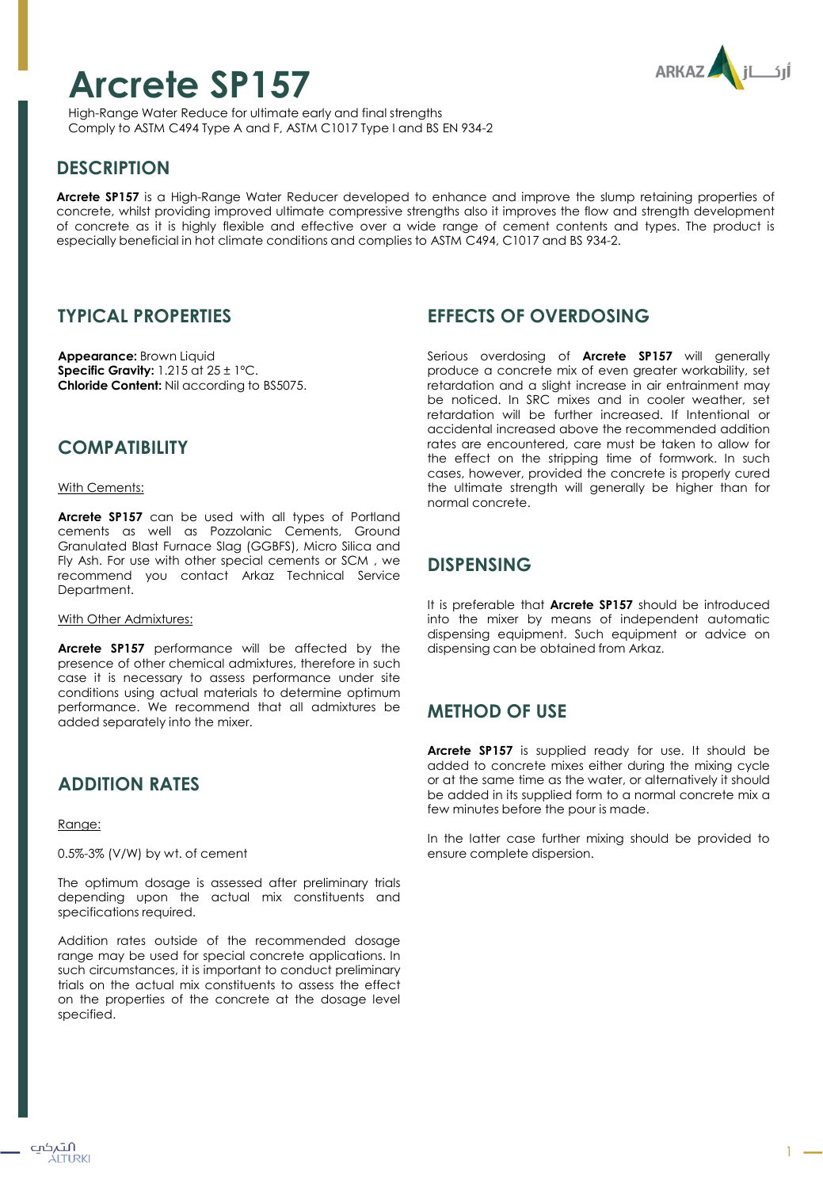# Arcrete SP157

High-Range Water Reduce for ultimate early and final strengths
Comply to ASTM C494 Type A and F, ASTM C1017 Type I and BS EN 934-2

## DESCRIPTION

**Arcrete SP157** is a High-Range Water Reducer developed to enhance and improve the slump retaining properties of concrete, whilst providing improved ultimate compressive strengths also it improves the flow and strength development of concrete as it is highly flexible and effective over a wide range of cement contents and types. The product is especially beneficial in hot climate conditions and complies to ASTM C494, C1017 and BS 934-2.

## TYPICAL PROPERTIES

**Appearance:** Brown Liquid
**Specific Gravity:** 1.215 at 25 ± 1°C.
**Chloride Content:** Nil according to BS5075.

## COMPATIBILITY

With Cements:

**Arcrete SP157** can be used with all types of Portland cements as well as Pozzolanic Cements, Ground Granulated Blast Furnace Slag (GGBFS), Micro Silica and Fly Ash. For use with other special cements or SCM , we recommend you contact Arkaz Technical Service Department.

With Other Admixtures:

**Arcrete SP157** performance will be affected by the presence of other chemical admixtures, therefore in such case it is necessary to assess performance under site conditions using actual materials to determine optimum performance. We recommend that all admixtures be added separately into the mixer.

## ADDITION RATES

Range:

0.5%-3% (V/W) by wt. of cement

The optimum dosage is assessed after preliminary trials depending upon the actual mix constituents and specifications required.

Addition rates outside of the recommended dosage range may be used for special concrete applications. In such circumstances, it is important to conduct preliminary trials on the actual mix constituents to assess the effect on the properties of the concrete at the dosage level specified.

## EFFECTS OF OVERDOSING

Serious overdosing of **Arcrete SP157** will generally produce a concrete mix of even greater workability, set retardation and a slight increase in air entrainment may be noticed. In SRC mixes and in cooler weather, set retardation will be further increased. If Intentional or accidental increased above the recommended addition rates are encountered, care must be taken to allow for the effect on the stripping time of formwork. In such cases, however, provided the concrete is properly cured the ultimate strength will generally be higher than for normal concrete.

## DISPENSING

It is preferable that **Arcrete SP157** should be introduced into the mixer by means of independent automatic dispensing equipment. Such equipment or advice on dispensing can be obtained from Arkaz.

## METHOD OF USE

**Arcrete SP157** is supplied ready for use. It should be added to concrete mixes either during the mixing cycle or at the same time as the water, or alternatively it should be added in its supplied form to a normal concrete mix a few minutes before the pour is made.

In the latter case further mixing should be provided to ensure complete dispersion.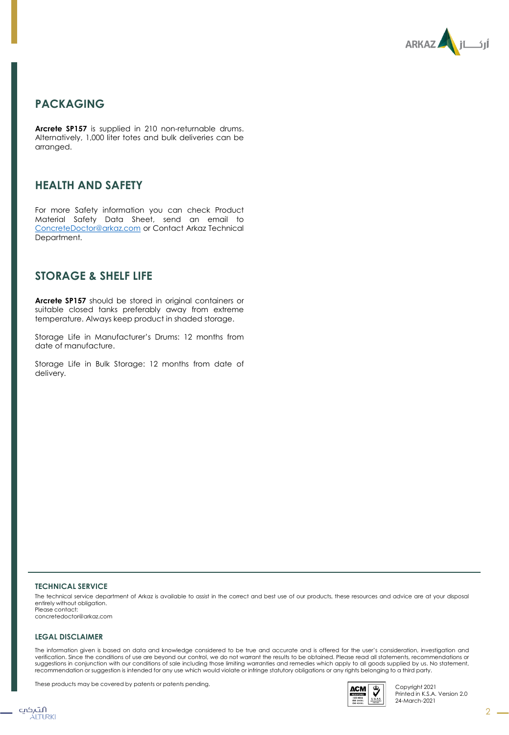## PACKAGING

**Arcrete SP157** is supplied in 210 non-returnable drums. Alternatively, 1,000 liter totes and bulk deliveries can be arranged.

## HEALTH AND SAFETY

For more Safety information you can check Product Material Safety Data Sheet, send an email to ConcreteDoctor@arkaz.com or Contact Arkaz Technical Department.

## STORAGE & SHELF LIFE

**Arcrete SP157** should be stored in original containers or suitable closed tanks preferably away from extreme temperature. Always keep product in shaded storage.

Storage Life in Manufacturer's Drums: 12 months from date of manufacture.

Storage Life in Bulk Storage: 12 months from date of delivery.

### TECHNICAL SERVICE

The technical service department of Arkaz is available to assist in the correct and best use of our products, these resources and advice are at your disposal entirely without obligation.
Please contact:
concretedoctor@arkaz.com

### LEGAL DISCLAIMER

The information given is based on data and knowledge considered to be true and accurate and is offered for the user's consideration, investigation and verification. Since the conditions of use are beyond our control, we do not warrant the results to be obtained. Please read all statements, recommendations or suggestions in conjunction with our conditions of sale including those limiting warranties and remedies which apply to all goods supplied by us. No statement, recommendation or suggestion is intended for any use which would violate or infringe statutory obligations or any rights belonging to a third party.

These products may be covered by patents or patents pending.

Copyright 2021
Printed in K.S.A. Version 2.0
24-March-2021